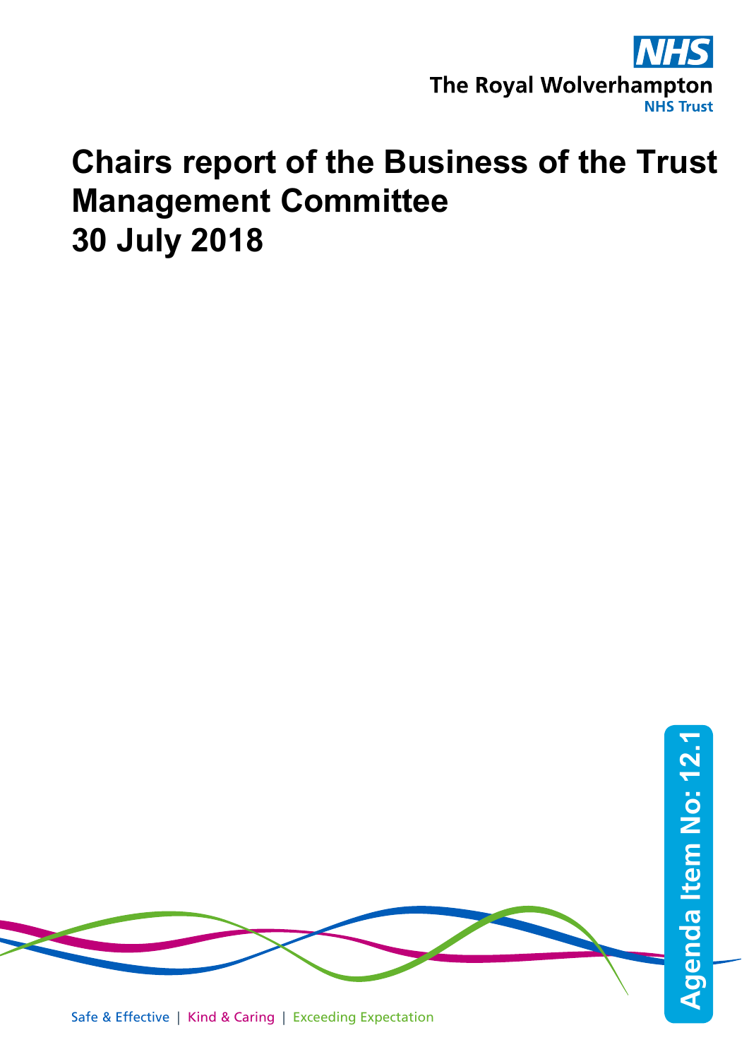The Royal Wolverhampton NHS Trust

# Chairs report of the Business of the Trust Management Committee 30 July 2018

Agenda Item No: 12.1

Safe & Effective | Kind & Caring | Exceeding Expectation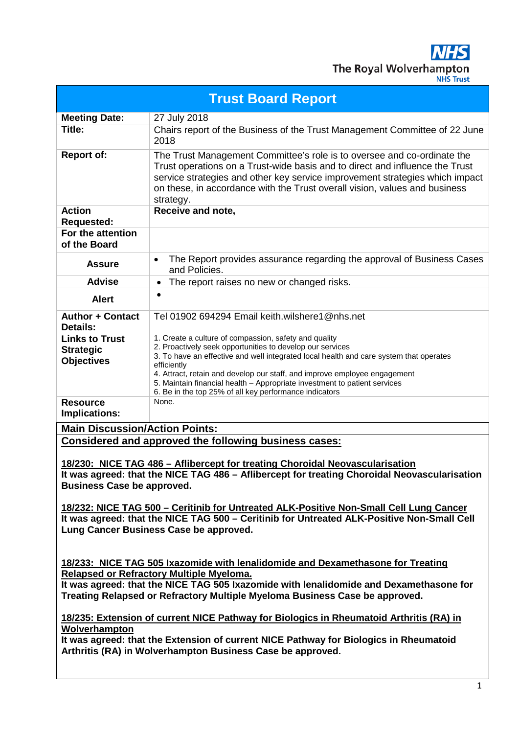NHS
The Royal Wolverhampton
NHS Trust

# Trust Board Report

| | |
|---|---|
| **Meeting Date:** | 27 July 2018 |
| **Title:** | Chairs report of the Business of the Trust Management Committee of 22 June 2018 |
| **Report of:** | The Trust Management Committee's role is to oversee and co-ordinate the Trust operations on a Trust-wide basis and to direct and influence the Trust service strategies and other key service improvement strategies which impact on these, in accordance with the Trust overall vision, values and business strategy. |
| **Action Requested:** | **Receive and note,** |
| **For the attention of the Board** | |
| **Assure** | • The Report provides assurance regarding the approval of Business Cases and Policies. |
| **Advise** | • The report raises no new or changed risks. |
| **Alert** | • |
| **Author + Contact Details:** | Tel 01902 694294 Email keith.wilshere1@nhs.net |
| **Links to Trust Strategic Objectives** | 1. Create a culture of compassion, safety and quality<br>2. Proactively seek opportunities to develop our services<br>3. To have an effective and well integrated local health and care system that operates efficiently<br>4. Attract, retain and develop our staff, and improve employee engagement<br>5. Maintain financial health – Appropriate investment to patient services<br>6. Be in the top 25% of all key performance indicators |
| **Resource Implications:** | None. |

**Main Discussion/Action Points:**

**Considered and approved the following business cases:**

**18/230: NICE TAG 486 – Aflibercept for treating Choroidal Neovascularisation**
**It was agreed: that the NICE TAG 486 – Aflibercept for treating Choroidal Neovascularisation Business Case be approved.**

**18/232: NICE TAG 500 – Ceritinib for Untreated ALK-Positive Non-Small Cell Lung Cancer**
**It was agreed: that the NICE TAG 500 – Ceritinib for Untreated ALK-Positive Non-Small Cell Lung Cancer Business Case be approved.**

**18/233: NICE TAG 505 Ixazomide with lenalidomide and Dexamethasone for Treating Relapsed or Refractory Multiple Myeloma.**
**It was agreed: that the NICE TAG 505 Ixazomide with lenalidomide and Dexamethasone for Treating Relapsed or Refractory Multiple Myeloma Business Case be approved.**

**18/235: Extension of current NICE Pathway for Biologics in Rheumatoid Arthritis (RA) in Wolverhampton**
**It was agreed: that the Extension of current NICE Pathway for Biologics in Rheumatoid Arthritis (RA) in Wolverhampton Business Case be approved.**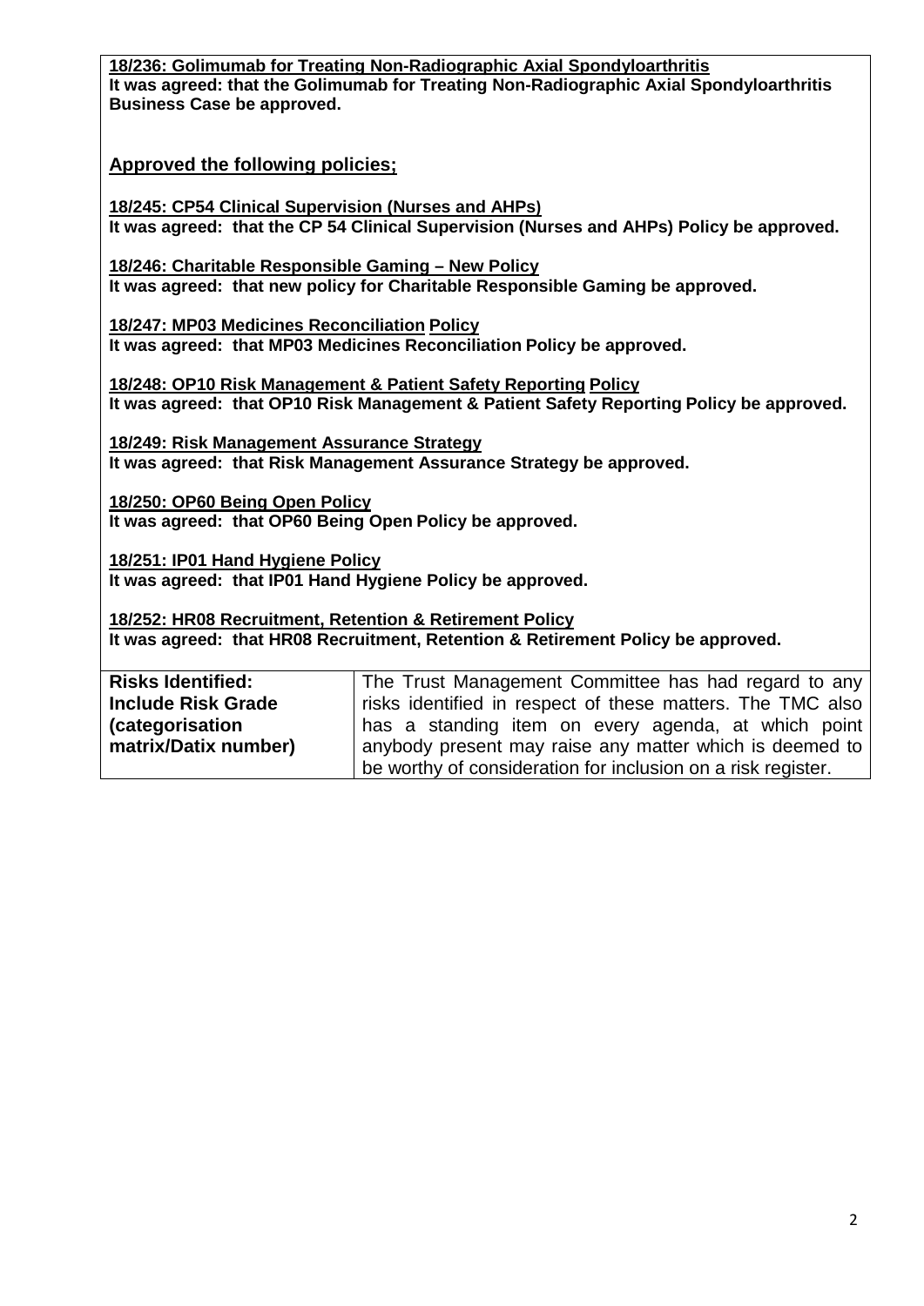**18/236: Golimumab for Treating Non-Radiographic Axial Spondyloarthritis**
**It was agreed: that the Golimumab for Treating Non-Radiographic Axial Spondyloarthritis Business Case be approved.**

**Approved the following policies;**

**18/245: CP54 Clinical Supervision (Nurses and AHPs)**
**It was agreed: that the CP 54 Clinical Supervision (Nurses and AHPs) Policy be approved.**

**18/246: Charitable Responsible Gaming – New Policy**
**It was agreed: that new policy for Charitable Responsible Gaming be approved.**

**18/247: MP03 Medicines Reconciliation Policy**
**It was agreed: that MP03 Medicines Reconciliation Policy be approved.**

**18/248: OP10 Risk Management & Patient Safety Reporting Policy**
**It was agreed: that OP10 Risk Management & Patient Safety Reporting Policy be approved.**

**18/249: Risk Management Assurance Strategy**
**It was agreed: that Risk Management Assurance Strategy be approved.**

**18/250: OP60 Being Open Policy**
**It was agreed: that OP60 Being Open Policy be approved.**

**18/251: IP01 Hand Hygiene Policy**
**It was agreed: that IP01 Hand Hygiene Policy be approved.**

**18/252: HR08 Recruitment, Retention & Retirement Policy**
**It was agreed: that HR08 Recruitment, Retention & Retirement Policy be approved.**

| **Risks Identified: Include Risk Grade (categorisation matrix/Datix number)** | The Trust Management Committee has had regard to any risks identified in respect of these matters. The TMC also has a standing item on every agenda, at which point anybody present may raise any matter which is deemed to be worthy of consideration for inclusion on a risk register. |
| --- | --- |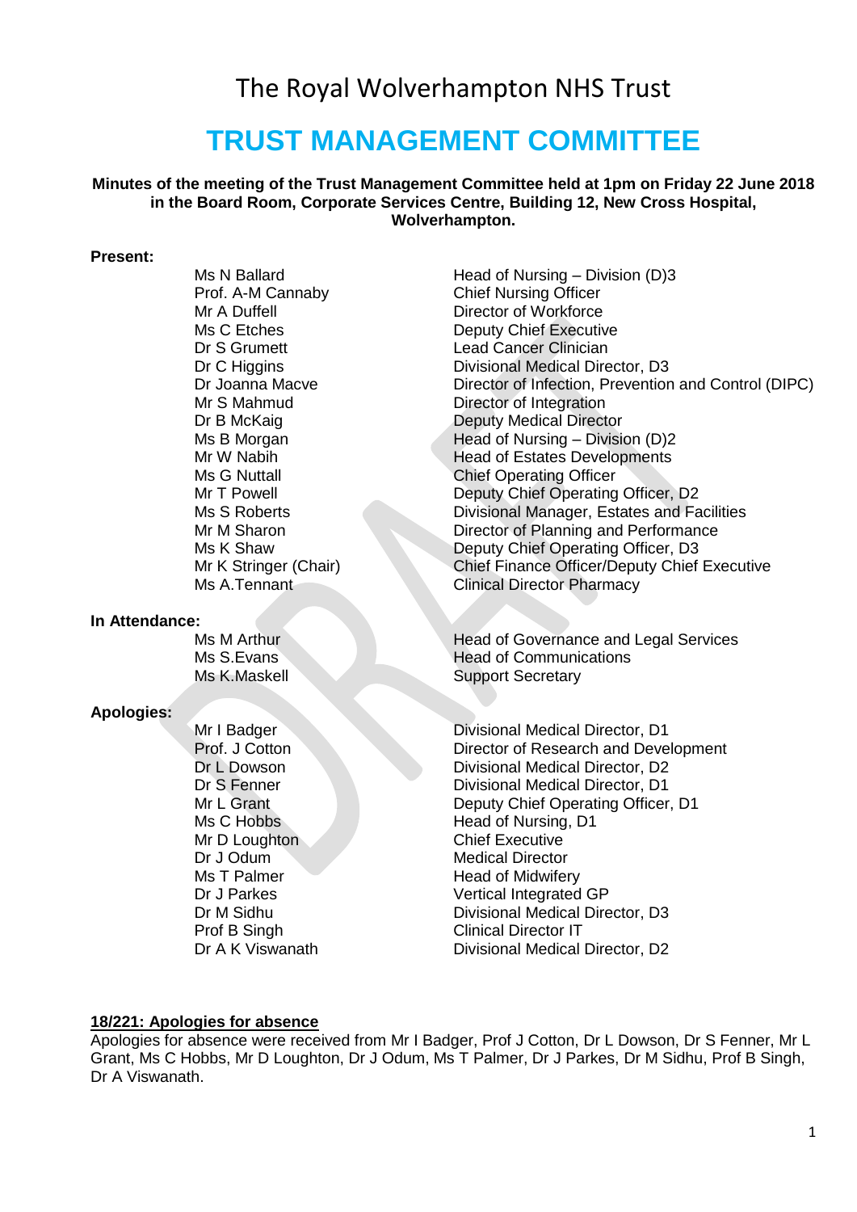# The Royal Wolverhampton NHS Trust

# TRUST MANAGEMENT COMMITTEE

**Minutes of the meeting of the Trust Management Committee held at 1pm on Friday 22 June 2018 in the Board Room, Corporate Services Centre, Building 12, New Cross Hospital, Wolverhampton.**

**Present:**

| | |
|---|---|
| Ms N Ballard | Head of Nursing – Division (D)3 |
| Prof. A-M Cannaby | Chief Nursing Officer |
| Mr A Duffell | Director of Workforce |
| Ms C Etches | Deputy Chief Executive |
| Dr S Grumett | Lead Cancer Clinician |
| Dr C Higgins | Divisional Medical Director, D3 |
| Dr Joanna Macve | Director of Infection, Prevention and Control (DIPC) |
| Mr S Mahmud | Director of Integration |
| Dr B McKaig | Deputy Medical Director |
| Ms B Morgan | Head of Nursing – Division (D)2 |
| Mr W Nabih | Head of Estates Developments |
| Ms G Nuttall | Chief Operating Officer |
| Mr T Powell | Deputy Chief Operating Officer, D2 |
| Ms S Roberts | Divisional Manager, Estates and Facilities |
| Mr M Sharon | Director of Planning and Performance |
| Ms K Shaw | Deputy Chief Operating Officer, D3 |
| Mr K Stringer (Chair) | Chief Finance Officer/Deputy Chief Executive |
| Ms A.Tennant | Clinical Director Pharmacy |

**In Attendance:**

| | |
|---|---|
| Ms M Arthur | Head of Governance and Legal Services |
| Ms S.Evans | Head of Communications |
| Ms K.Maskell | Support Secretary |

**Apologies:**

| | |
|---|---|
| Mr I Badger | Divisional Medical Director, D1 |
| Prof. J Cotton | Director of Research and Development |
| Dr L Dowson | Divisional Medical Director, D2 |
| Dr S Fenner | Divisional Medical Director, D1 |
| Mr L Grant | Deputy Chief Operating Officer, D1 |
| Ms C Hobbs | Head of Nursing, D1 |
| Mr D Loughton | Chief Executive |
| Dr J Odum | Medical Director |
| Ms T Palmer | Head of Midwifery |
| Dr J Parkes | Vertical Integrated GP |
| Dr M Sidhu | Divisional Medical Director, D3 |
| Prof B Singh | Clinical Director IT |
| Dr A K Viswanath | Divisional Medical Director, D2 |

**18/221: Apologies for absence**

Apologies for absence were received from Mr I Badger, Prof J Cotton, Dr L Dowson, Dr S Fenner, Mr L Grant, Ms C Hobbs, Mr D Loughton, Dr J Odum, Ms T Palmer, Dr J Parkes, Dr M Sidhu, Prof B Singh, Dr A Viswanath.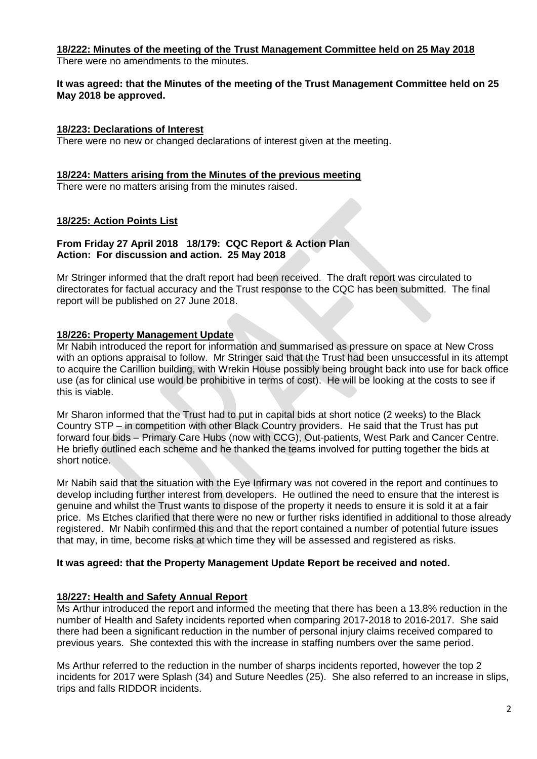**18/222: Minutes of the meeting of the Trust Management Committee held on 25 May 2018**

There were no amendments to the minutes.

**It was agreed: that the Minutes of the meeting of the Trust Management Committee held on 25 May 2018 be approved.**

**18/223: Declarations of Interest**

There were no new or changed declarations of interest given at the meeting.

**18/224: Matters arising from the Minutes of the previous meeting**

There were no matters arising from the minutes raised.

**18/225: Action Points List**

**From Friday 27 April 2018 18/179: CQC Report & Action Plan**
**Action: For discussion and action. 25 May 2018**

Mr Stringer informed that the draft report had been received. The draft report was circulated to directorates for factual accuracy and the Trust response to the CQC has been submitted. The final report will be published on 27 June 2018.

**18/226: Property Management Update**

Mr Nabih introduced the report for information and summarised as pressure on space at New Cross with an options appraisal to follow. Mr Stringer said that the Trust had been unsuccessful in its attempt to acquire the Carillion building, with Wrekin House possibly being brought back into use for back office use (as for clinical use would be prohibitive in terms of cost). He will be looking at the costs to see if this is viable.

Mr Sharon informed that the Trust had to put in capital bids at short notice (2 weeks) to the Black Country STP – in competition with other Black Country providers. He said that the Trust has put forward four bids – Primary Care Hubs (now with CCG), Out-patients, West Park and Cancer Centre. He briefly outlined each scheme and he thanked the teams involved for putting together the bids at short notice.

Mr Nabih said that the situation with the Eye Infirmary was not covered in the report and continues to develop including further interest from developers. He outlined the need to ensure that the interest is genuine and whilst the Trust wants to dispose of the property it needs to ensure it is sold it at a fair price. Ms Etches clarified that there were no new or further risks identified in additional to those already registered. Mr Nabih confirmed this and that the report contained a number of potential future issues that may, in time, become risks at which time they will be assessed and registered as risks.

**It was agreed: that the Property Management Update Report be received and noted.**

**18/227: Health and Safety Annual Report**

Ms Arthur introduced the report and informed the meeting that there has been a 13.8% reduction in the number of Health and Safety incidents reported when comparing 2017-2018 to 2016-2017. She said there had been a significant reduction in the number of personal injury claims received compared to previous years. She contexted this with the increase in staffing numbers over the same period.

Ms Arthur referred to the reduction in the number of sharps incidents reported, however the top 2 incidents for 2017 were Splash (34) and Suture Needles (25). She also referred to an increase in slips, trips and falls RIDDOR incidents.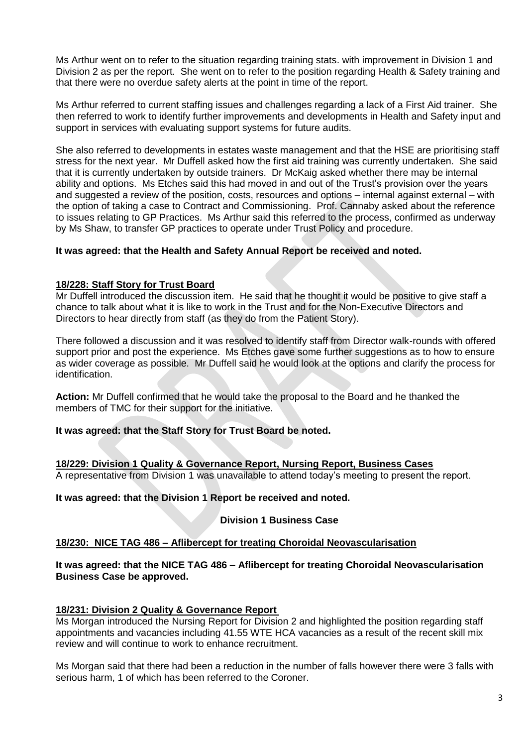Ms Arthur went on to refer to the situation regarding training stats. with improvement in Division 1 and Division 2 as per the report. She went on to refer to the position regarding Health & Safety training and that there were no overdue safety alerts at the point in time of the report.

Ms Arthur referred to current staffing issues and challenges regarding a lack of a First Aid trainer. She then referred to work to identify further improvements and developments in Health and Safety input and support in services with evaluating support systems for future audits.

She also referred to developments in estates waste management and that the HSE are prioritising staff stress for the next year. Mr Duffell asked how the first aid training was currently undertaken. She said that it is currently undertaken by outside trainers. Dr McKaig asked whether there may be internal ability and options. Ms Etches said this had moved in and out of the Trust's provision over the years and suggested a review of the position, costs, resources and options – internal against external – with the option of taking a case to Contract and Commissioning. Prof. Cannaby asked about the reference to issues relating to GP Practices. Ms Arthur said this referred to the process, confirmed as underway by Ms Shaw, to transfer GP practices to operate under Trust Policy and procedure.

**It was agreed: that the Health and Safety Annual Report be received and noted.**

**18/228: Staff Story for Trust Board**

Mr Duffell introduced the discussion item. He said that he thought it would be positive to give staff a chance to talk about what it is like to work in the Trust and for the Non-Executive Directors and Directors to hear directly from staff (as they do from the Patient Story).

There followed a discussion and it was resolved to identify staff from Director walk-rounds with offered support prior and post the experience. Ms Etches gave some further suggestions as to how to ensure as wider coverage as possible. Mr Duffell said he would look at the options and clarify the process for identification.

**Action:** Mr Duffell confirmed that he would take the proposal to the Board and he thanked the members of TMC for their support for the initiative.

**It was agreed: that the Staff Story for Trust Board be noted.**

**18/229: Division 1 Quality & Governance Report, Nursing Report, Business Cases**

A representative from Division 1 was unavailable to attend today's meeting to present the report.

**It was agreed: that the Division 1 Report be received and noted.**

**Division 1 Business Case**

**18/230: NICE TAG 486 – Aflibercept for treating Choroidal Neovascularisation**

**It was agreed: that the NICE TAG 486 – Aflibercept for treating Choroidal Neovascularisation Business Case be approved.**

**18/231: Division 2 Quality & Governance Report**

Ms Morgan introduced the Nursing Report for Division 2 and highlighted the position regarding staff appointments and vacancies including 41.55 WTE HCA vacancies as a result of the recent skill mix review and will continue to work to enhance recruitment.

Ms Morgan said that there had been a reduction in the number of falls however there were 3 falls with serious harm, 1 of which has been referred to the Coroner.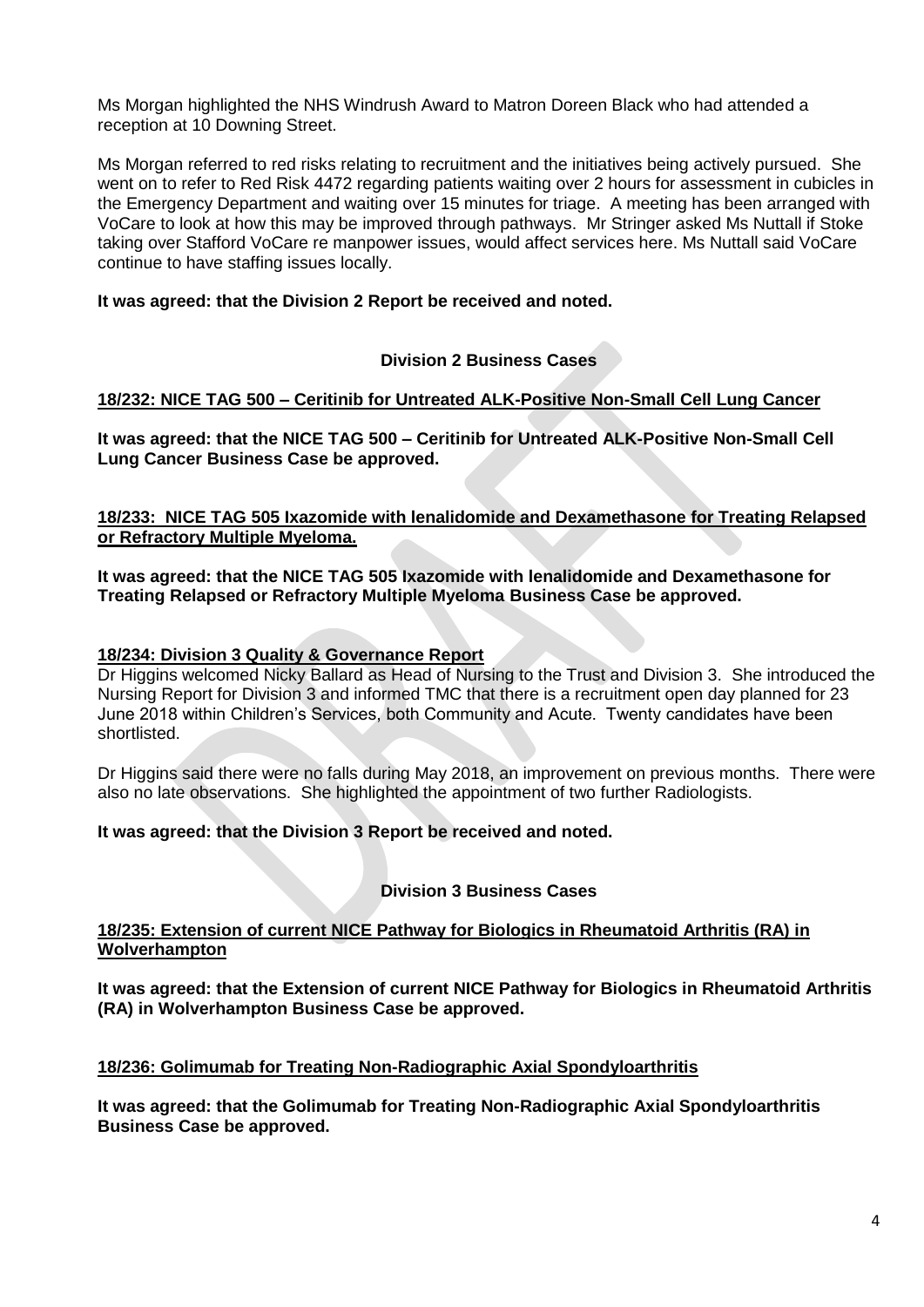Ms Morgan highlighted the NHS Windrush Award to Matron Doreen Black who had attended a reception at 10 Downing Street.

Ms Morgan referred to red risks relating to recruitment and the initiatives being actively pursued. She went on to refer to Red Risk 4472 regarding patients waiting over 2 hours for assessment in cubicles in the Emergency Department and waiting over 15 minutes for triage. A meeting has been arranged with VoCare to look at how this may be improved through pathways. Mr Stringer asked Ms Nuttall if Stoke taking over Stafford VoCare re manpower issues, would affect services here. Ms Nuttall said VoCare continue to have staffing issues locally.

**It was agreed: that the Division 2 Report be received and noted.**

**Division 2 Business Cases**

**18/232: NICE TAG 500 – Ceritinib for Untreated ALK-Positive Non-Small Cell Lung Cancer**

**It was agreed: that the NICE TAG 500 – Ceritinib for Untreated ALK-Positive Non-Small Cell Lung Cancer Business Case be approved.**

**18/233: NICE TAG 505 Ixazomide with lenalidomide and Dexamethasone for Treating Relapsed or Refractory Multiple Myeloma.**

**It was agreed: that the NICE TAG 505 Ixazomide with lenalidomide and Dexamethasone for Treating Relapsed or Refractory Multiple Myeloma Business Case be approved.**

**18/234: Division 3 Quality & Governance Report**

Dr Higgins welcomed Nicky Ballard as Head of Nursing to the Trust and Division 3. She introduced the Nursing Report for Division 3 and informed TMC that there is a recruitment open day planned for 23 June 2018 within Children's Services, both Community and Acute. Twenty candidates have been shortlisted.

Dr Higgins said there were no falls during May 2018, an improvement on previous months. There were also no late observations. She highlighted the appointment of two further Radiologists.

**It was agreed: that the Division 3 Report be received and noted.**

**Division 3 Business Cases**

**18/235: Extension of current NICE Pathway for Biologics in Rheumatoid Arthritis (RA) in Wolverhampton**

**It was agreed: that the Extension of current NICE Pathway for Biologics in Rheumatoid Arthritis (RA) in Wolverhampton Business Case be approved.**

**18/236: Golimumab for Treating Non-Radiographic Axial Spondyloarthritis**

**It was agreed: that the Golimumab for Treating Non-Radiographic Axial Spondyloarthritis Business Case be approved.**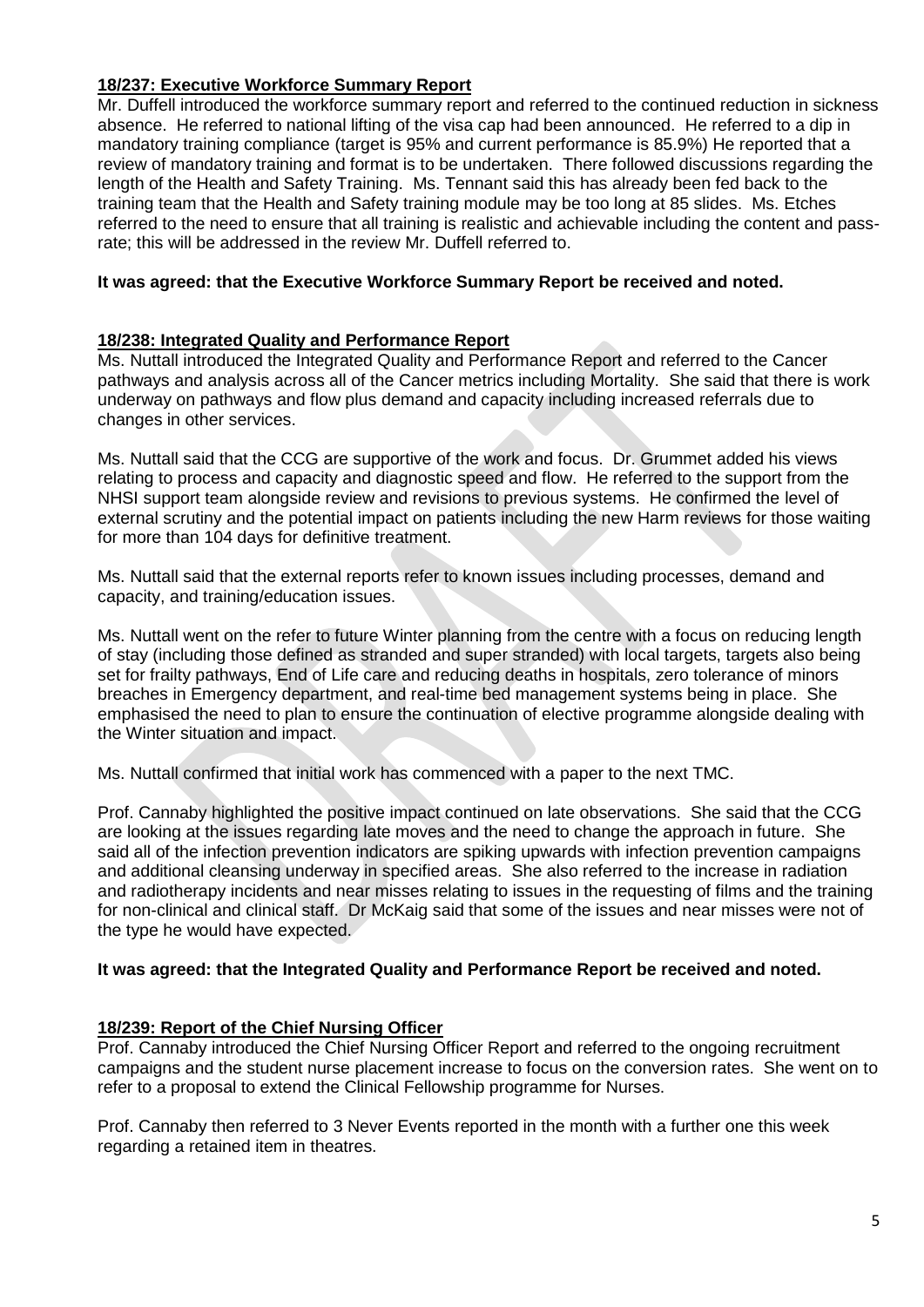**18/237: Executive Workforce Summary Report**

Mr. Duffell introduced the workforce summary report and referred to the continued reduction in sickness absence. He referred to national lifting of the visa cap had been announced. He referred to a dip in mandatory training compliance (target is 95% and current performance is 85.9%) He reported that a review of mandatory training and format is to be undertaken. There followed discussions regarding the length of the Health and Safety Training. Ms. Tennant said this has already been fed back to the training team that the Health and Safety training module may be too long at 85 slides. Ms. Etches referred to the need to ensure that all training is realistic and achievable including the content and pass-rate; this will be addressed in the review Mr. Duffell referred to.

**It was agreed: that the Executive Workforce Summary Report be received and noted.**

**18/238: Integrated Quality and Performance Report**

Ms. Nuttall introduced the Integrated Quality and Performance Report and referred to the Cancer pathways and analysis across all of the Cancer metrics including Mortality. She said that there is work underway on pathways and flow plus demand and capacity including increased referrals due to changes in other services.

Ms. Nuttall said that the CCG are supportive of the work and focus. Dr. Grummet added his views relating to process and capacity and diagnostic speed and flow. He referred to the support from the NHSI support team alongside review and revisions to previous systems. He confirmed the level of external scrutiny and the potential impact on patients including the new Harm reviews for those waiting for more than 104 days for definitive treatment.

Ms. Nuttall said that the external reports refer to known issues including processes, demand and capacity, and training/education issues.

Ms. Nuttall went on the refer to future Winter planning from the centre with a focus on reducing length of stay (including those defined as stranded and super stranded) with local targets, targets also being set for frailty pathways, End of Life care and reducing deaths in hospitals, zero tolerance of minors breaches in Emergency department, and real-time bed management systems being in place. She emphasised the need to plan to ensure the continuation of elective programme alongside dealing with the Winter situation and impact.

Ms. Nuttall confirmed that initial work has commenced with a paper to the next TMC.

Prof. Cannaby highlighted the positive impact continued on late observations. She said that the CCG are looking at the issues regarding late moves and the need to change the approach in future. She said all of the infection prevention indicators are spiking upwards with infection prevention campaigns and additional cleansing underway in specified areas. She also referred to the increase in radiation and radiotherapy incidents and near misses relating to issues in the requesting of films and the training for non-clinical and clinical staff. Dr McKaig said that some of the issues and near misses were not of the type he would have expected.

**It was agreed: that the Integrated Quality and Performance Report be received and noted.**

**18/239: Report of the Chief Nursing Officer**

Prof. Cannaby introduced the Chief Nursing Officer Report and referred to the ongoing recruitment campaigns and the student nurse placement increase to focus on the conversion rates. She went on to refer to a proposal to extend the Clinical Fellowship programme for Nurses.

Prof. Cannaby then referred to 3 Never Events reported in the month with a further one this week regarding a retained item in theatres.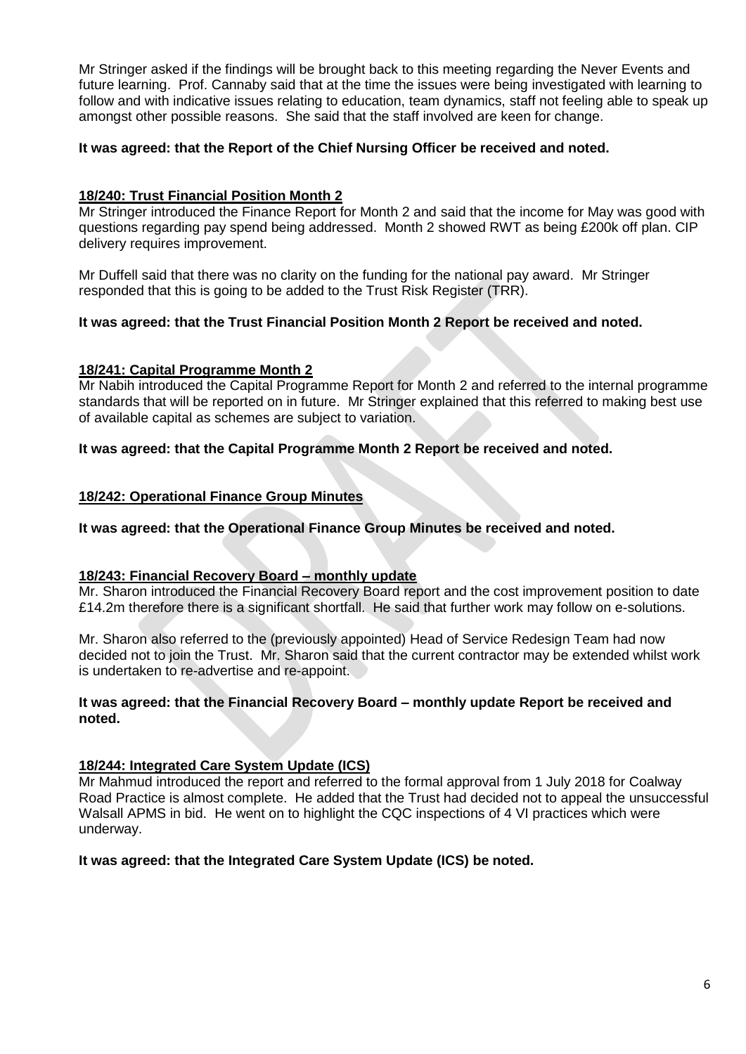Mr Stringer asked if the findings will be brought back to this meeting regarding the Never Events and future learning. Prof. Cannaby said that at the time the issues were being investigated with learning to follow and with indicative issues relating to education, team dynamics, staff not feeling able to speak up amongst other possible reasons. She said that the staff involved are keen for change.

**It was agreed: that the Report of the Chief Nursing Officer be received and noted.**

**18/240: Trust Financial Position Month 2**

Mr Stringer introduced the Finance Report for Month 2 and said that the income for May was good with questions regarding pay spend being addressed. Month 2 showed RWT as being £200k off plan. CIP delivery requires improvement.

Mr Duffell said that there was no clarity on the funding for the national pay award. Mr Stringer responded that this is going to be added to the Trust Risk Register (TRR).

**It was agreed: that the Trust Financial Position Month 2 Report be received and noted.**

**18/241: Capital Programme Month 2**

Mr Nabih introduced the Capital Programme Report for Month 2 and referred to the internal programme standards that will be reported on in future. Mr Stringer explained that this referred to making best use of available capital as schemes are subject to variation.

**It was agreed: that the Capital Programme Month 2 Report be received and noted.**

**18/242: Operational Finance Group Minutes**

**It was agreed: that the Operational Finance Group Minutes be received and noted.**

**18/243: Financial Recovery Board – monthly update**

Mr. Sharon introduced the Financial Recovery Board report and the cost improvement position to date £14.2m therefore there is a significant shortfall. He said that further work may follow on e-solutions.

Mr. Sharon also referred to the (previously appointed) Head of Service Redesign Team had now decided not to join the Trust. Mr. Sharon said that the current contractor may be extended whilst work is undertaken to re-advertise and re-appoint.

**It was agreed: that the Financial Recovery Board – monthly update Report be received and noted.**

**18/244: Integrated Care System Update (ICS)**

Mr Mahmud introduced the report and referred to the formal approval from 1 July 2018 for Coalway Road Practice is almost complete. He added that the Trust had decided not to appeal the unsuccessful Walsall APMS in bid. He went on to highlight the CQC inspections of 4 VI practices which were underway.

**It was agreed: that the Integrated Care System Update (ICS) be noted.**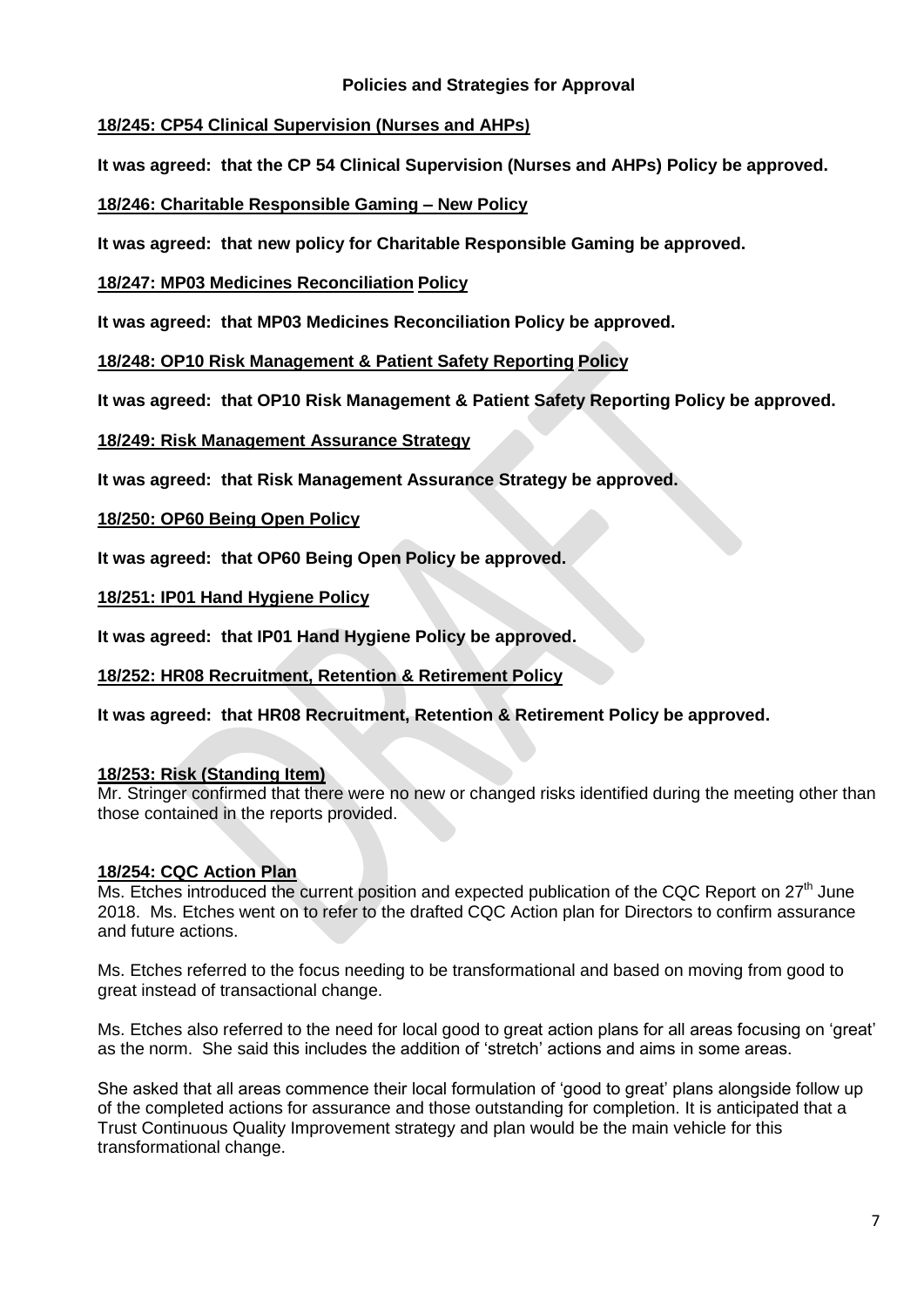**Policies and Strategies for Approval**

**18/245: CP54 Clinical Supervision (Nurses and AHPs)**

**It was agreed: that the CP 54 Clinical Supervision (Nurses and AHPs) Policy be approved.**

**18/246: Charitable Responsible Gaming – New Policy**

**It was agreed: that new policy for Charitable Responsible Gaming be approved.**

**18/247: MP03 Medicines Reconciliation Policy**

**It was agreed: that MP03 Medicines Reconciliation Policy be approved.**

**18/248: OP10 Risk Management & Patient Safety Reporting Policy**

**It was agreed: that OP10 Risk Management & Patient Safety Reporting Policy be approved.**

**18/249: Risk Management Assurance Strategy**

**It was agreed: that Risk Management Assurance Strategy be approved.**

**18/250: OP60 Being Open Policy**

**It was agreed: that OP60 Being Open Policy be approved.**

**18/251: IP01 Hand Hygiene Policy**

**It was agreed: that IP01 Hand Hygiene Policy be approved.**

**18/252: HR08 Recruitment, Retention & Retirement Policy**

**It was agreed: that HR08 Recruitment, Retention & Retirement Policy be approved.**

**18/253: Risk (Standing Item)**

Mr. Stringer confirmed that there were no new or changed risks identified during the meeting other than those contained in the reports provided.

**18/254: CQC Action Plan**

Ms. Etches introduced the current position and expected publication of the CQC Report on 27th June 2018. Ms. Etches went on to refer to the drafted CQC Action plan for Directors to confirm assurance and future actions.

Ms. Etches referred to the focus needing to be transformational and based on moving from good to great instead of transactional change.

Ms. Etches also referred to the need for local good to great action plans for all areas focusing on 'great' as the norm. She said this includes the addition of 'stretch' actions and aims in some areas.

She asked that all areas commence their local formulation of 'good to great' plans alongside follow up of the completed actions for assurance and those outstanding for completion. It is anticipated that a Trust Continuous Quality Improvement strategy and plan would be the main vehicle for this transformational change.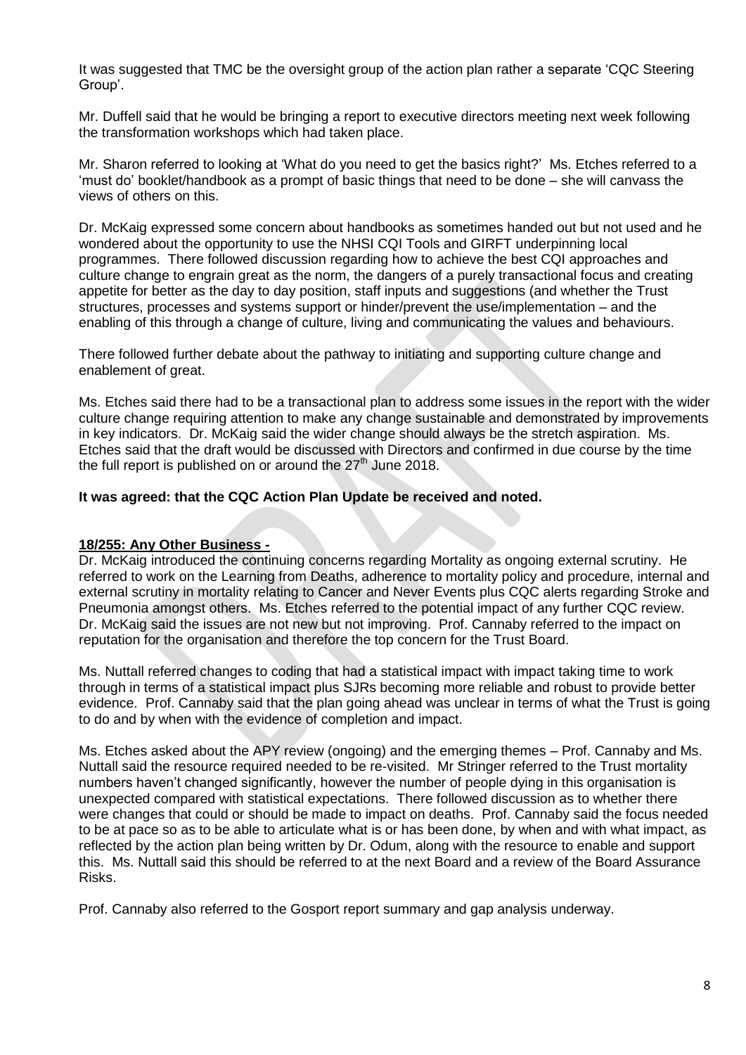It was suggested that TMC be the oversight group of the action plan rather a separate 'CQC Steering Group'.

Mr. Duffell said that he would be bringing a report to executive directors meeting next week following the transformation workshops which had taken place.

Mr. Sharon referred to looking at 'What do you need to get the basics right?' Ms. Etches referred to a 'must do' booklet/handbook as a prompt of basic things that need to be done – she will canvass the views of others on this.

Dr. McKaig expressed some concern about handbooks as sometimes handed out but not used and he wondered about the opportunity to use the NHSI CQI Tools and GIRFT underpinning local programmes. There followed discussion regarding how to achieve the best CQI approaches and culture change to engrain great as the norm, the dangers of a purely transactional focus and creating appetite for better as the day to day position, staff inputs and suggestions (and whether the Trust structures, processes and systems support or hinder/prevent the use/implementation – and the enabling of this through a change of culture, living and communicating the values and behaviours.

There followed further debate about the pathway to initiating and supporting culture change and enablement of great.

Ms. Etches said there had to be a transactional plan to address some issues in the report with the wider culture change requiring attention to make any change sustainable and demonstrated by improvements in key indicators. Dr. McKaig said the wider change should always be the stretch aspiration. Ms. Etches said that the draft would be discussed with Directors and confirmed in due course by the time the full report is published on or around the 27th June 2018.

**It was agreed: that the CQC Action Plan Update be received and noted.**

**18/255: Any Other Business -**

Dr. McKaig introduced the continuing concerns regarding Mortality as ongoing external scrutiny. He referred to work on the Learning from Deaths, adherence to mortality policy and procedure, internal and external scrutiny in mortality relating to Cancer and Never Events plus CQC alerts regarding Stroke and Pneumonia amongst others. Ms. Etches referred to the potential impact of any further CQC review. Dr. McKaig said the issues are not new but not improving. Prof. Cannaby referred to the impact on reputation for the organisation and therefore the top concern for the Trust Board.

Ms. Nuttall referred changes to coding that had a statistical impact with impact taking time to work through in terms of a statistical impact plus SJRs becoming more reliable and robust to provide better evidence. Prof. Cannaby said that the plan going ahead was unclear in terms of what the Trust is going to do and by when with the evidence of completion and impact.

Ms. Etches asked about the APY review (ongoing) and the emerging themes – Prof. Cannaby and Ms. Nuttall said the resource required needed to be re-visited. Mr Stringer referred to the Trust mortality numbers haven't changed significantly, however the number of people dying in this organisation is unexpected compared with statistical expectations. There followed discussion as to whether there were changes that could or should be made to impact on deaths. Prof. Cannaby said the focus needed to be at pace so as to be able to articulate what is or has been done, by when and with what impact, as reflected by the action plan being written by Dr. Odum, along with the resource to enable and support this. Ms. Nuttall said this should be referred to at the next Board and a review of the Board Assurance Risks.

Prof. Cannaby also referred to the Gosport report summary and gap analysis underway.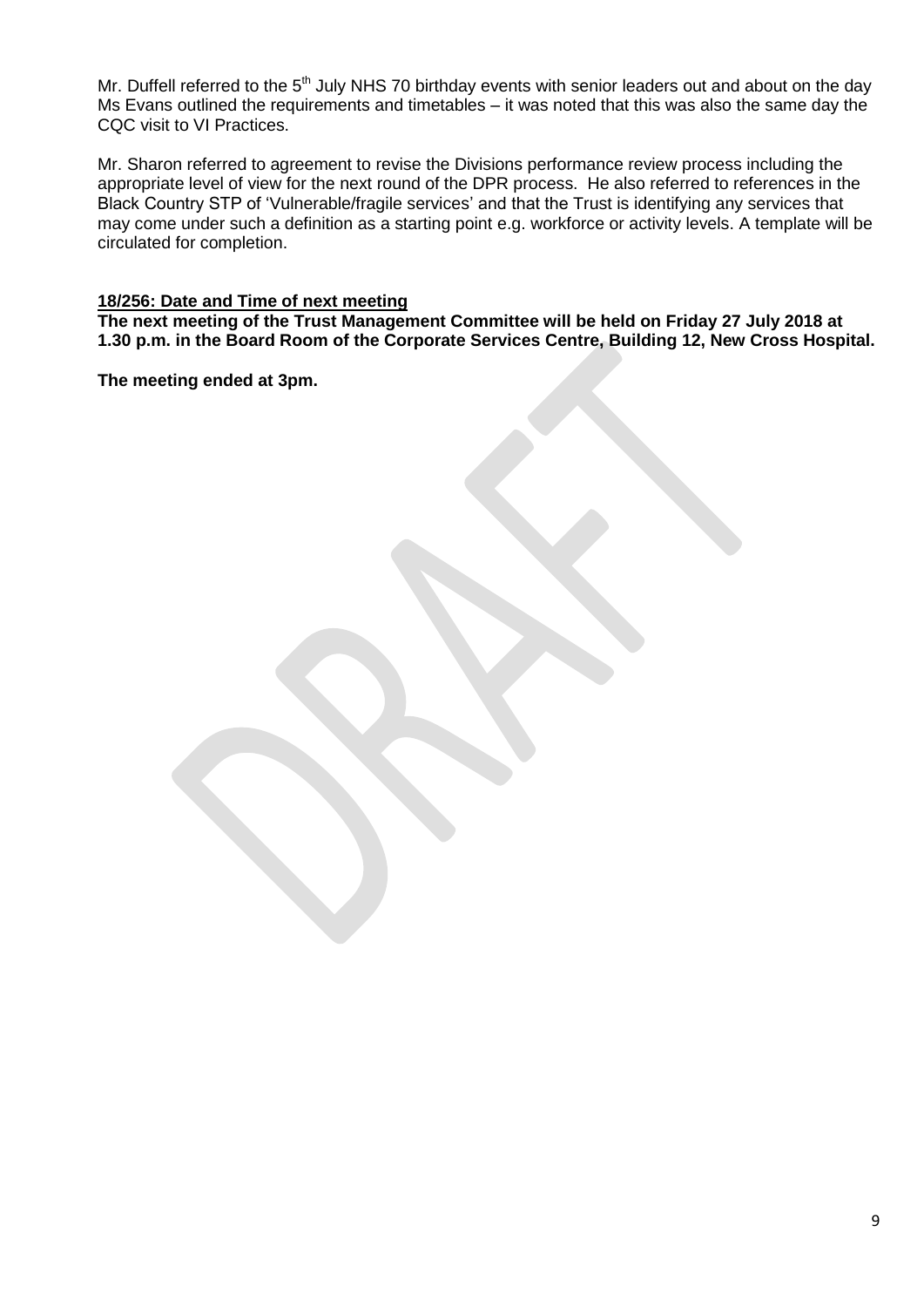Mr. Duffell referred to the 5th July NHS 70 birthday events with senior leaders out and about on the day Ms Evans outlined the requirements and timetables – it was noted that this was also the same day the CQC visit to VI Practices.

Mr. Sharon referred to agreement to revise the Divisions performance review process including the appropriate level of view for the next round of the DPR process. He also referred to references in the Black Country STP of 'Vulnerable/fragile services' and that the Trust is identifying any services that may come under such a definition as a starting point e.g. workforce or activity levels. A template will be circulated for completion.

**18/256: Date and Time of next meeting**

**The next meeting of the Trust Management Committee will be held on Friday 27 July 2018 at 1.30 p.m. in the Board Room of the Corporate Services Centre, Building 12, New Cross Hospital.**

**The meeting ended at 3pm.**